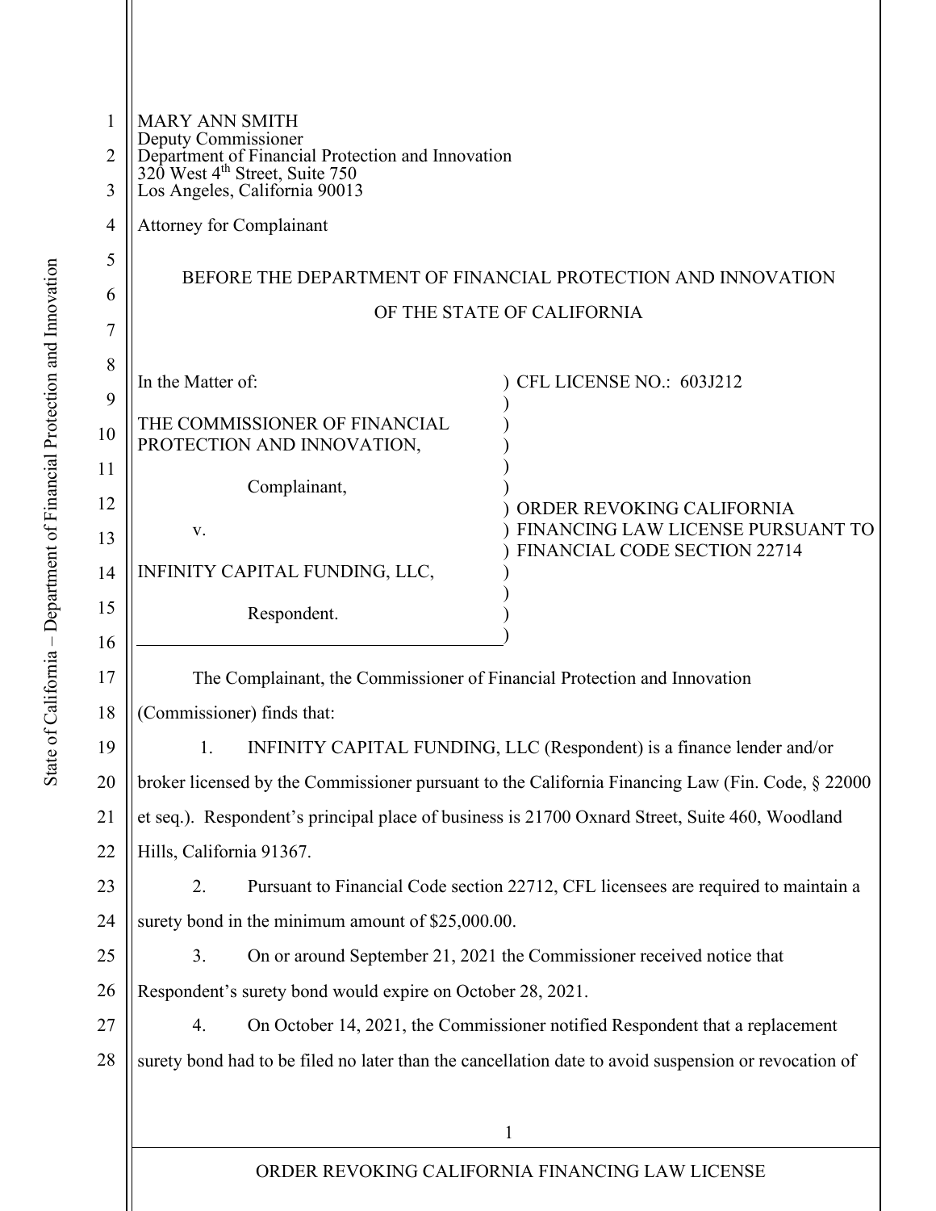MARY ANN SMITH
Deputy Commissioner
Department of Financial Protection and Innovation
320 West 4th Street, Suite 750
Los Angeles, California 90013

Attorney for Complainant

BEFORE THE DEPARTMENT OF FINANCIAL PROTECTION AND INNOVATION

OF THE STATE OF CALIFORNIA

| | |
|---|---|
| In the Matter of:<br><br>THE COMMISSIONER OF FINANCIAL PROTECTION AND INNOVATION,<br><br>Complainant,<br><br>v.<br><br>INFINITY CAPITAL FUNDING, LLC,<br><br>Respondent. | CFL LICENSE NO.: 603J212<br><br>ORDER REVOKING CALIFORNIA FINANCING LAW LICENSE PURSUANT TO FINANCIAL CODE SECTION 22714 |

The Complainant, the Commissioner of Financial Protection and Innovation (Commissioner) finds that:

1. INFINITY CAPITAL FUNDING, LLC (Respondent) is a finance lender and/or broker licensed by the Commissioner pursuant to the California Financing Law (Fin. Code, § 22000 et seq.). Respondent's principal place of business is 21700 Oxnard Street, Suite 460, Woodland Hills, California 91367.

2. Pursuant to Financial Code section 22712, CFL licensees are required to maintain a surety bond in the minimum amount of $25,000.00.

3. On or around September 21, 2021 the Commissioner received notice that Respondent's surety bond would expire on October 28, 2021.

4. On October 14, 2021, the Commissioner notified Respondent that a replacement surety bond had to be filed no later than the cancellation date to avoid suspension or revocation of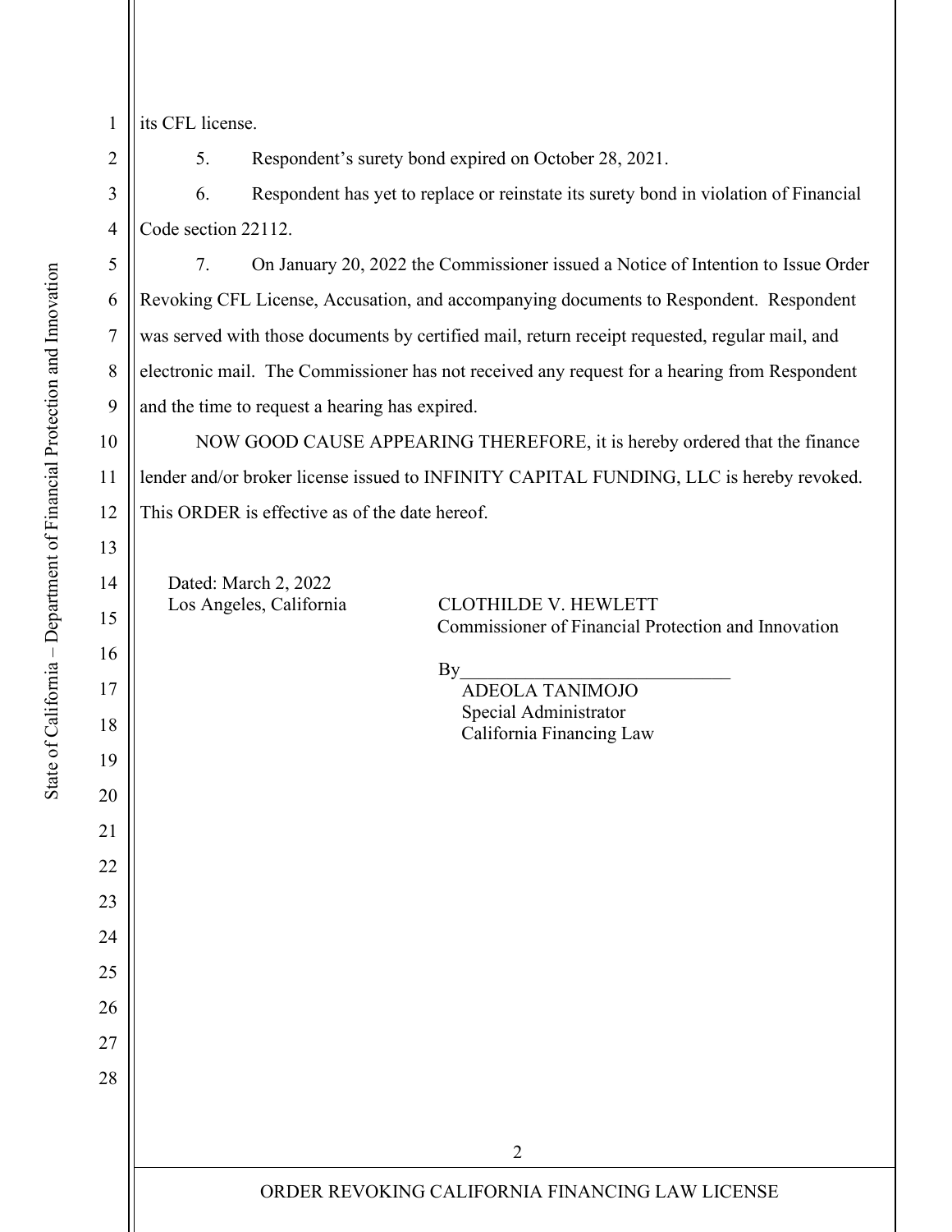its CFL license.

5. Respondent's surety bond expired on October 28, 2021.

6. Respondent has yet to replace or reinstate its surety bond in violation of Financial Code section 22112.

7. On January 20, 2022 the Commissioner issued a Notice of Intention to Issue Order Revoking CFL License, Accusation, and accompanying documents to Respondent. Respondent was served with those documents by certified mail, return receipt requested, regular mail, and electronic mail. The Commissioner has not received any request for a hearing from Respondent and the time to request a hearing has expired.

NOW GOOD CAUSE APPEARING THEREFORE, it is hereby ordered that the finance lender and/or broker license issued to INFINITY CAPITAL FUNDING, LLC is hereby revoked. This ORDER is effective as of the date hereof.

Dated: March 2, 2022
Los Angeles, California

CLOTHILDE V. HEWLETT
Commissioner of Financial Protection and Innovation

By____________________________
ADEOLA TANIMOJO
Special Administrator
California Financing Law